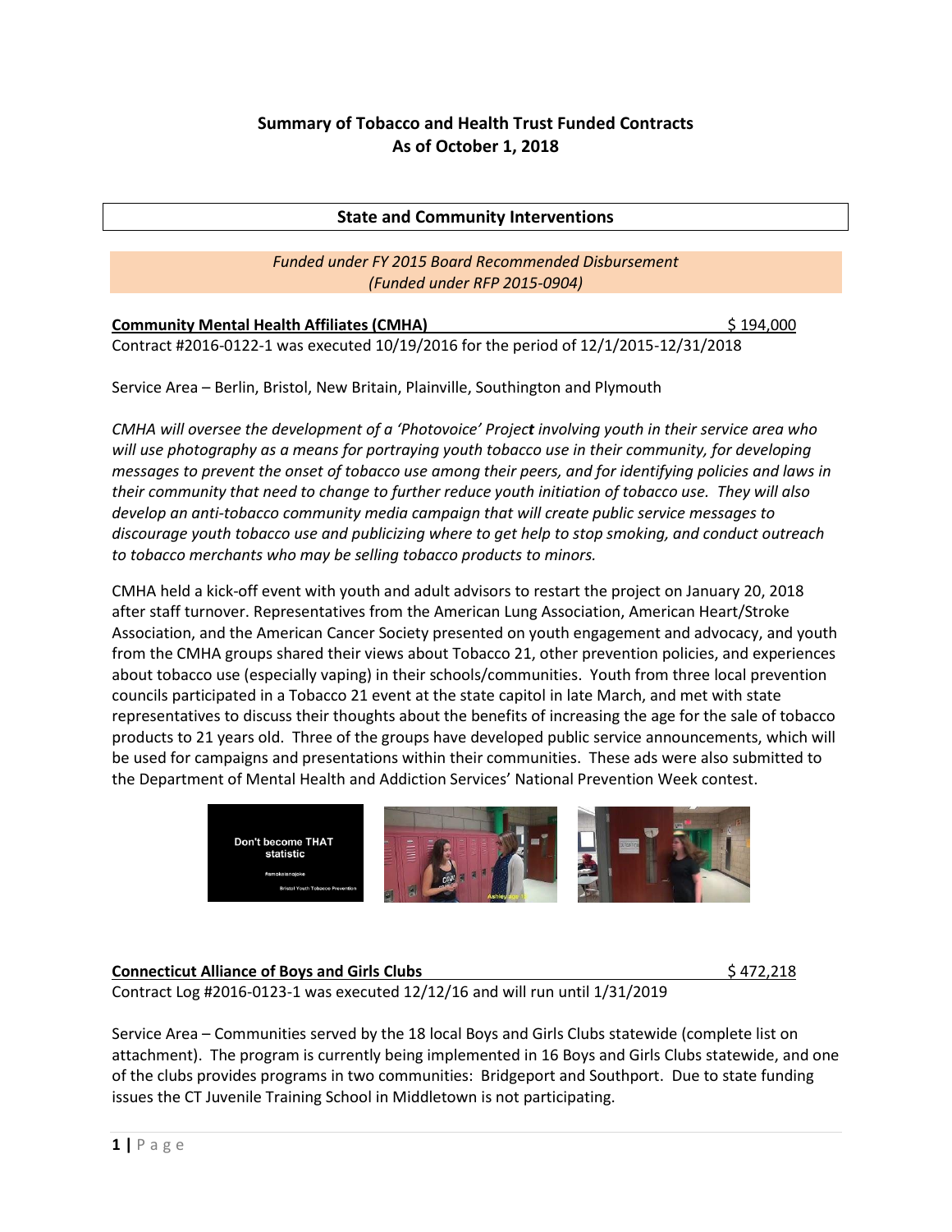# Summary of Tobacco and Health Trust Funded Contracts
# As of October 1, 2018

## State and Community Interventions

*Funded under FY 2015 Board Recommended Disbursement*
*(Funded under RFP 2015-0904)*

**Community Mental Health Affiliates (CMHA)** $ 194,000

Contract #2016-0122-1 was executed 10/19/2016 for the period of 12/1/2015-12/31/2018

Service Area – Berlin, Bristol, New Britain, Plainville, Southington and Plymouth

*CMHA will oversee the development of a 'Photovoice' Project involving youth in their service area who will use photography as a means for portraying youth tobacco use in their community, for developing messages to prevent the onset of tobacco use among their peers, and for identifying policies and laws in their community that need to change to further reduce youth initiation of tobacco use. They will also develop an anti-tobacco community media campaign that will create public service messages to discourage youth tobacco use and publicizing where to get help to stop smoking, and conduct outreach to tobacco merchants who may be selling tobacco products to minors.*

CMHA held a kick-off event with youth and adult advisors to restart the project on January 20, 2018 after staff turnover. Representatives from the American Lung Association, American Heart/Stroke Association, and the American Cancer Society presented on youth engagement and advocacy, and youth from the CMHA groups shared their views about Tobacco 21, other prevention policies, and experiences about tobacco use (especially vaping) in their schools/communities. Youth from three local prevention councils participated in a Tobacco 21 event at the state capitol in late March, and met with state representatives to discuss their thoughts about the benefits of increasing the age for the sale of tobacco products to 21 years old. Three of the groups have developed public service announcements, which will be used for campaigns and presentations within their communities. These ads were also submitted to the Department of Mental Health and Addiction Services' National Prevention Week contest.

**Connecticut Alliance of Boys and Girls Clubs** $ 472,218

Contract Log #2016-0123-1 was executed 12/12/16 and will run until 1/31/2019

Service Area – Communities served by the 18 local Boys and Girls Clubs statewide (complete list on attachment). The program is currently being implemented in 16 Boys and Girls Clubs statewide, and one of the clubs provides programs in two communities: Bridgeport and Southport. Due to state funding issues the CT Juvenile Training School in Middletown is not participating.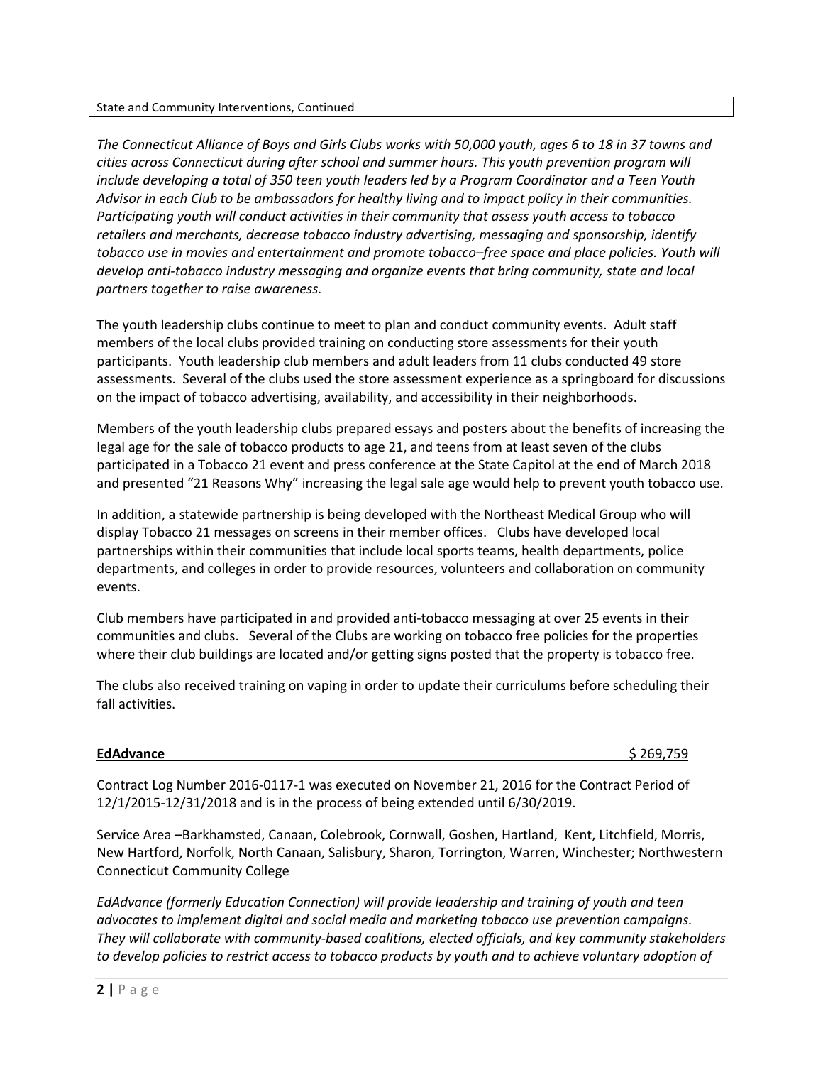State and Community Interventions, Continued

*The Connecticut Alliance of Boys and Girls Clubs works with 50,000 youth, ages 6 to 18 in 37 towns and cities across Connecticut during after school and summer hours. This youth prevention program will include developing a total of 350 teen youth leaders led by a Program Coordinator and a Teen Youth Advisor in each Club to be ambassadors for healthy living and to impact policy in their communities. Participating youth will conduct activities in their community that assess youth access to tobacco retailers and merchants, decrease tobacco industry advertising, messaging and sponsorship, identify tobacco use in movies and entertainment and promote tobacco–free space and place policies. Youth will develop anti-tobacco industry messaging and organize events that bring community, state and local partners together to raise awareness.*

The youth leadership clubs continue to meet to plan and conduct community events. Adult staff members of the local clubs provided training on conducting store assessments for their youth participants. Youth leadership club members and adult leaders from 11 clubs conducted 49 store assessments. Several of the clubs used the store assessment experience as a springboard for discussions on the impact of tobacco advertising, availability, and accessibility in their neighborhoods.

Members of the youth leadership clubs prepared essays and posters about the benefits of increasing the legal age for the sale of tobacco products to age 21, and teens from at least seven of the clubs participated in a Tobacco 21 event and press conference at the State Capitol at the end of March 2018 and presented "21 Reasons Why" increasing the legal sale age would help to prevent youth tobacco use.

In addition, a statewide partnership is being developed with the Northeast Medical Group who will display Tobacco 21 messages on screens in their member offices. Clubs have developed local partnerships within their communities that include local sports teams, health departments, police departments, and colleges in order to provide resources, volunteers and collaboration on community events.

Club members have participated in and provided anti-tobacco messaging at over 25 events in their communities and clubs. Several of the Clubs are working on tobacco free policies for the properties where their club buildings are located and/or getting signs posted that the property is tobacco free.

The clubs also received training on vaping in order to update their curriculums before scheduling their fall activities.

**EdAdvance** $ 269,759

Contract Log Number 2016-0117-1 was executed on November 21, 2016 for the Contract Period of 12/1/2015-12/31/2018 and is in the process of being extended until 6/30/2019.

Service Area –Barkhamsted, Canaan, Colebrook, Cornwall, Goshen, Hartland, Kent, Litchfield, Morris, New Hartford, Norfolk, North Canaan, Salisbury, Sharon, Torrington, Warren, Winchester; Northwestern Connecticut Community College

*EdAdvance (formerly Education Connection) will provide leadership and training of youth and teen advocates to implement digital and social media and marketing tobacco use prevention campaigns. They will collaborate with community-based coalitions, elected officials, and key community stakeholders to develop policies to restrict access to tobacco products by youth and to achieve voluntary adoption of*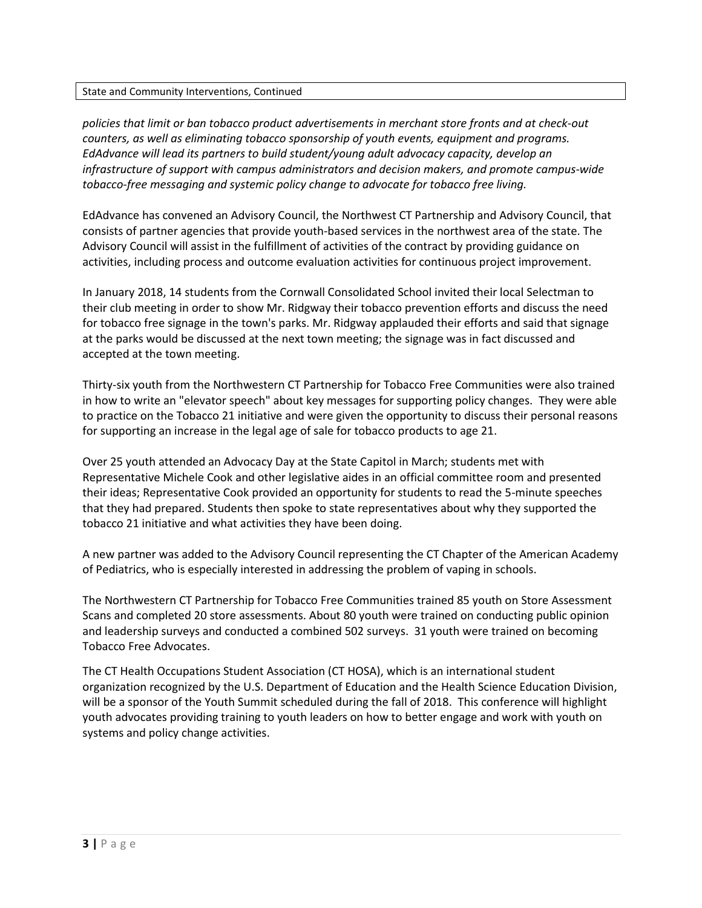State and Community Interventions, Continued

*policies that limit or ban tobacco product advertisements in merchant store fronts and at check-out counters, as well as eliminating tobacco sponsorship of youth events, equipment and programs. EdAdvance will lead its partners to build student/young adult advocacy capacity, develop an infrastructure of support with campus administrators and decision makers, and promote campus-wide tobacco-free messaging and systemic policy change to advocate for tobacco free living.*

EdAdvance has convened an Advisory Council, the Northwest CT Partnership and Advisory Council, that consists of partner agencies that provide youth-based services in the northwest area of the state. The Advisory Council will assist in the fulfillment of activities of the contract by providing guidance on activities, including process and outcome evaluation activities for continuous project improvement.

In January 2018, 14 students from the Cornwall Consolidated School invited their local Selectman to their club meeting in order to show Mr. Ridgway their tobacco prevention efforts and discuss the need for tobacco free signage in the town's parks. Mr. Ridgway applauded their efforts and said that signage at the parks would be discussed at the next town meeting; the signage was in fact discussed and accepted at the town meeting.

Thirty-six youth from the Northwestern CT Partnership for Tobacco Free Communities were also trained in how to write an "elevator speech" about key messages for supporting policy changes. They were able to practice on the Tobacco 21 initiative and were given the opportunity to discuss their personal reasons for supporting an increase in the legal age of sale for tobacco products to age 21.

Over 25 youth attended an Advocacy Day at the State Capitol in March; students met with Representative Michele Cook and other legislative aides in an official committee room and presented their ideas; Representative Cook provided an opportunity for students to read the 5-minute speeches that they had prepared. Students then spoke to state representatives about why they supported the tobacco 21 initiative and what activities they have been doing.

A new partner was added to the Advisory Council representing the CT Chapter of the American Academy of Pediatrics, who is especially interested in addressing the problem of vaping in schools.

The Northwestern CT Partnership for Tobacco Free Communities trained 85 youth on Store Assessment Scans and completed 20 store assessments. About 80 youth were trained on conducting public opinion and leadership surveys and conducted a combined 502 surveys. 31 youth were trained on becoming Tobacco Free Advocates.

The CT Health Occupations Student Association (CT HOSA), which is an international student organization recognized by the U.S. Department of Education and the Health Science Education Division, will be a sponsor of the Youth Summit scheduled during the fall of 2018. This conference will highlight youth advocates providing training to youth leaders on how to better engage and work with youth on systems and policy change activities.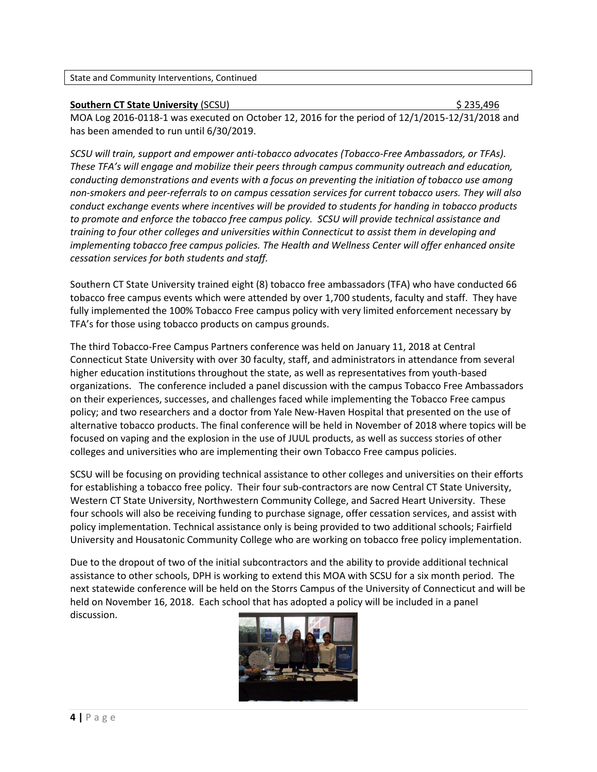State and Community Interventions, Continued

**Southern CT State University** (SCSU) $ 235,496

MOA Log 2016-0118-1 was executed on October 12, 2016 for the period of 12/1/2015-12/31/2018 and has been amended to run until 6/30/2019.

*SCSU will train, support and empower anti-tobacco advocates (Tobacco-Free Ambassadors, or TFAs). These TFA's will engage and mobilize their peers through campus community outreach and education, conducting demonstrations and events with a focus on preventing the initiation of tobacco use among non-smokers and peer-referrals to on campus cessation services for current tobacco users. They will also conduct exchange events where incentives will be provided to students for handing in tobacco products to promote and enforce the tobacco free campus policy. SCSU will provide technical assistance and training to four other colleges and universities within Connecticut to assist them in developing and implementing tobacco free campus policies. The Health and Wellness Center will offer enhanced onsite cessation services for both students and staff.*

Southern CT State University trained eight (8) tobacco free ambassadors (TFA) who have conducted 66 tobacco free campus events which were attended by over 1,700 students, faculty and staff. They have fully implemented the 100% Tobacco Free campus policy with very limited enforcement necessary by TFA's for those using tobacco products on campus grounds.

The third Tobacco-Free Campus Partners conference was held on January 11, 2018 at Central Connecticut State University with over 30 faculty, staff, and administrators in attendance from several higher education institutions throughout the state, as well as representatives from youth-based organizations. The conference included a panel discussion with the campus Tobacco Free Ambassadors on their experiences, successes, and challenges faced while implementing the Tobacco Free campus policy; and two researchers and a doctor from Yale New-Haven Hospital that presented on the use of alternative tobacco products. The final conference will be held in November of 2018 where topics will be focused on vaping and the explosion in the use of JUUL products, as well as success stories of other colleges and universities who are implementing their own Tobacco Free campus policies.

SCSU will be focusing on providing technical assistance to other colleges and universities on their efforts for establishing a tobacco free policy. Their four sub-contractors are now Central CT State University, Western CT State University, Northwestern Community College, and Sacred Heart University. These four schools will also be receiving funding to purchase signage, offer cessation services, and assist with policy implementation. Technical assistance only is being provided to two additional schools; Fairfield University and Housatonic Community College who are working on tobacco free policy implementation.

Due to the dropout of two of the initial subcontractors and the ability to provide additional technical assistance to other schools, DPH is working to extend this MOA with SCSU for a six month period. The next statewide conference will be held on the Storrs Campus of the University of Connecticut and will be held on November 16, 2018. Each school that has adopted a policy will be included in a panel discussion.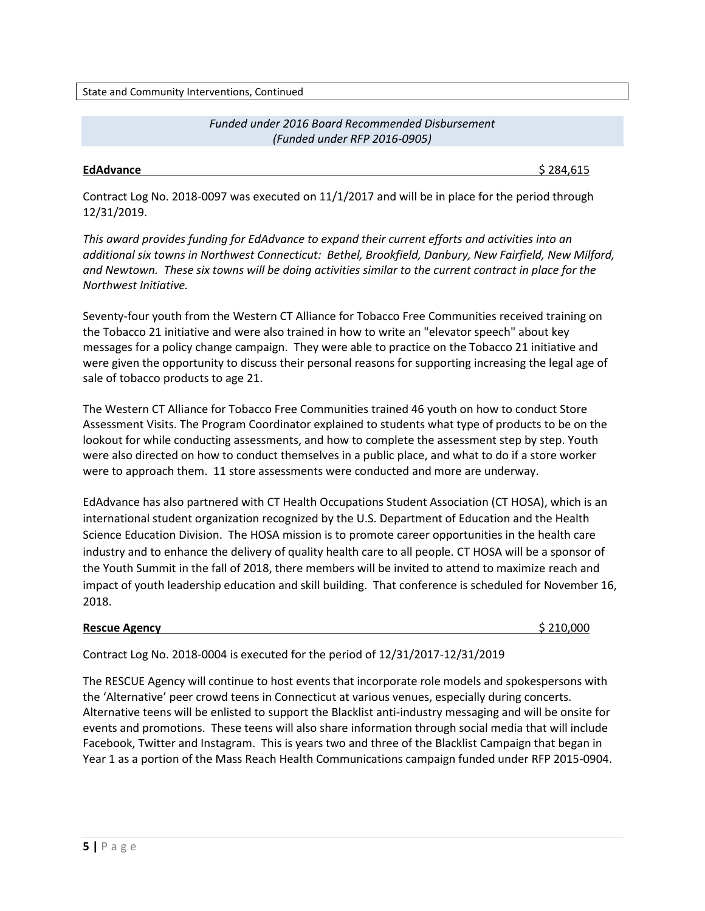State and Community Interventions, Continued

*Funded under 2016 Board Recommended Disbursement*
*(Funded under RFP 2016-0905)*

**EdAdvance** $ 284,615

Contract Log No. 2018-0097 was executed on 11/1/2017 and will be in place for the period through 12/31/2019.

*This award provides funding for EdAdvance to expand their current efforts and activities into an additional six towns in Northwest Connecticut: Bethel, Brookfield, Danbury, New Fairfield, New Milford, and Newtown. These six towns will be doing activities similar to the current contract in place for the Northwest Initiative.*

Seventy-four youth from the Western CT Alliance for Tobacco Free Communities received training on the Tobacco 21 initiative and were also trained in how to write an "elevator speech" about key messages for a policy change campaign. They were able to practice on the Tobacco 21 initiative and were given the opportunity to discuss their personal reasons for supporting increasing the legal age of sale of tobacco products to age 21.

The Western CT Alliance for Tobacco Free Communities trained 46 youth on how to conduct Store Assessment Visits. The Program Coordinator explained to students what type of products to be on the lookout for while conducting assessments, and how to complete the assessment step by step. Youth were also directed on how to conduct themselves in a public place, and what to do if a store worker were to approach them. 11 store assessments were conducted and more are underway.

EdAdvance has also partnered with CT Health Occupations Student Association (CT HOSA), which is an international student organization recognized by the U.S. Department of Education and the Health Science Education Division. The HOSA mission is to promote career opportunities in the health care industry and to enhance the delivery of quality health care to all people. CT HOSA will be a sponsor of the Youth Summit in the fall of 2018, there members will be invited to attend to maximize reach and impact of youth leadership education and skill building. That conference is scheduled for November 16, 2018.

**Rescue Agency** $ 210,000

Contract Log No. 2018-0004 is executed for the period of 12/31/2017-12/31/2019

The RESCUE Agency will continue to host events that incorporate role models and spokespersons with the 'Alternative' peer crowd teens in Connecticut at various venues, especially during concerts. Alternative teens will be enlisted to support the Blacklist anti-industry messaging and will be onsite for events and promotions. These teens will also share information through social media that will include Facebook, Twitter and Instagram. This is years two and three of the Blacklist Campaign that began in Year 1 as a portion of the Mass Reach Health Communications campaign funded under RFP 2015-0904.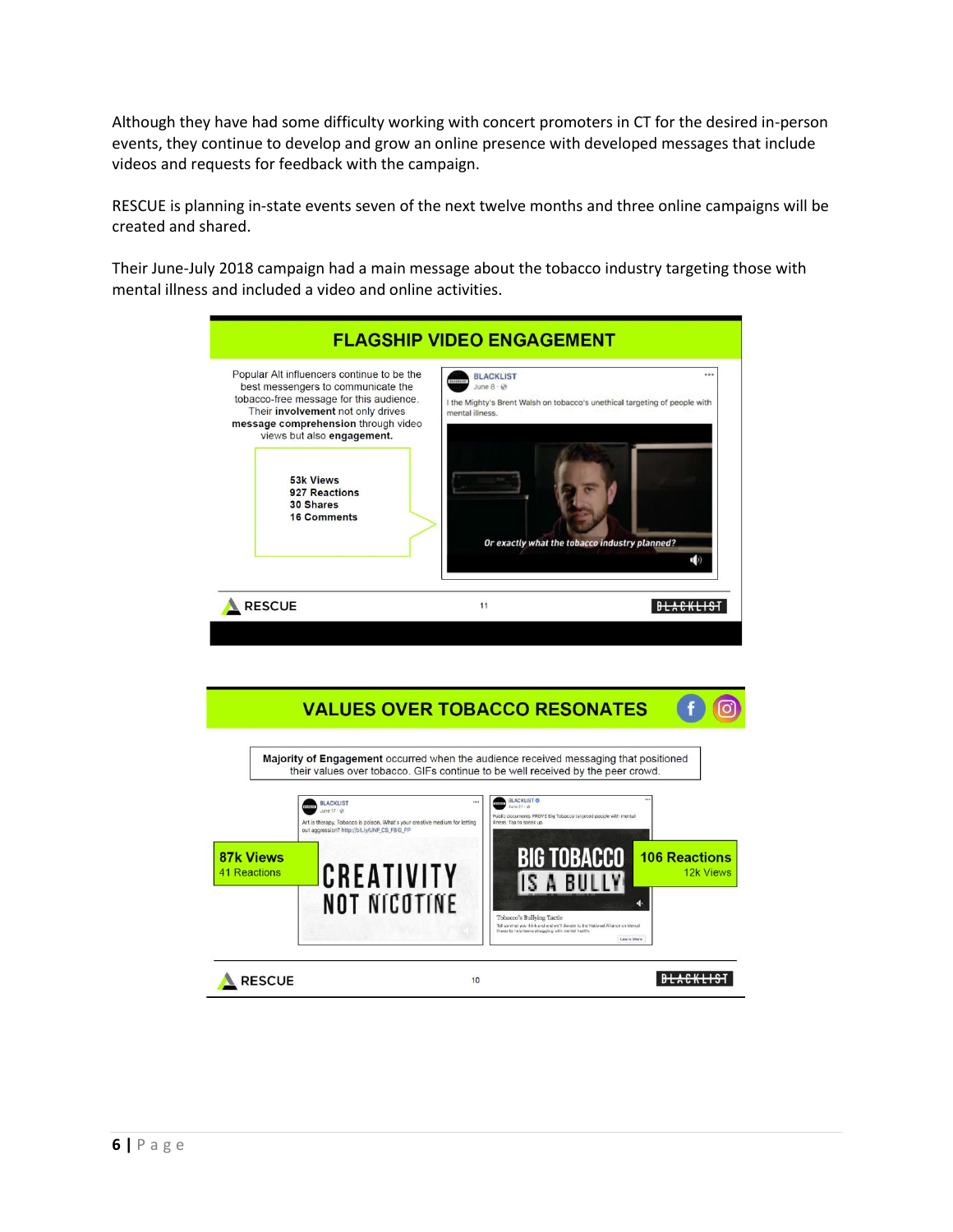Although they have had some difficulty working with concert promoters in CT for the desired in-person events, they continue to develop and grow an online presence with developed messages that include videos and requests for feedback with the campaign.

RESCUE is planning in-state events seven of the next twelve months and three online campaigns will be created and shared.

Their June-July 2018 campaign had a main message about the tobacco industry targeting those with mental illness and included a video and online activities.

## FLAGSHIP VIDEO ENGAGEMENT

Popular Alt influencers continue to be the best messengers to communicate the tobacco-free message for this audience. Their **involvement** not only drives **message comprehension** through video views but also **engagement.**

**53k Views**
**927 Reactions**
**30 Shares**
**16 Comments**

BLACKLIST
June 8

I the Mighty's Brent Walsh on tobacco's unethical targeting of people with mental illness.

*Or exactly what the tobacco industry planned?*

RESCUE 11 BLACKLIST

## VALUES OVER TOBACCO RESONATES

**Majority of Engagement** occurred when the audience received messaging that positioned their values over tobacco. GIFs continue to be well received by the peer crowd.

**87k Views**
41 Reactions

BLACKLIST
June 17

Art is therapy. Tobacco is poison. What's your creative medium for letting out aggression? http://bit.ly/UNF_CS_FBG_PP

CREATIVITY NOT NICOTINE

**106 Reactions**
12k Views

BLACKLIST
June 21

Public documents PROVE Big Tobacco targeted people with mental illness. Time to speak up.

BIG TOBACCO IS A BULLY

Tobacco's Bullying Tactic

RESCUE 10 BLACKLIST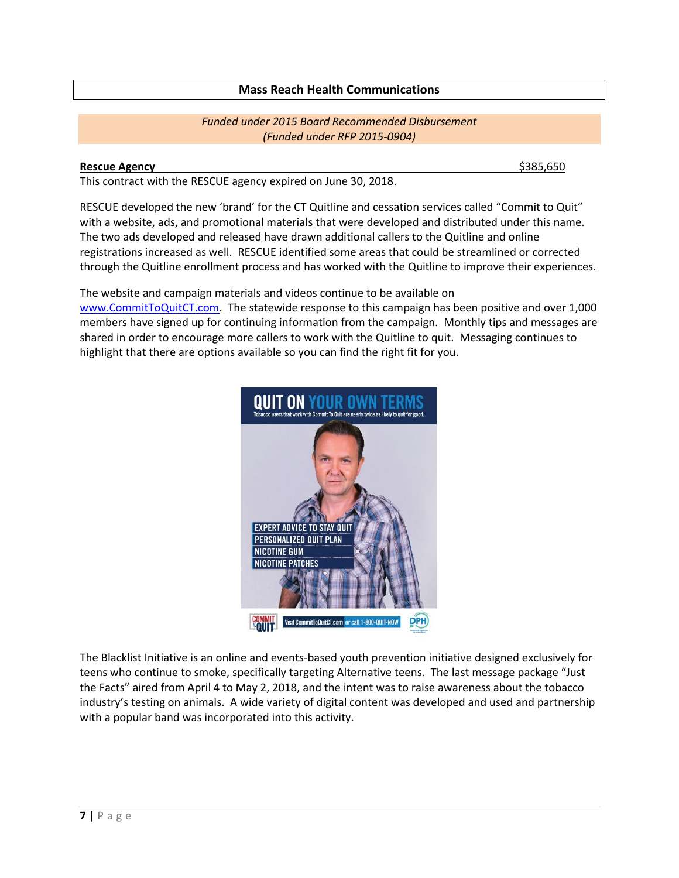## Mass Reach Health Communications

*Funded under 2015 Board Recommended Disbursement*
*(Funded under RFP 2015-0904)*

**Rescue Agency** $385,650

This contract with the RESCUE agency expired on June 30, 2018.

RESCUE developed the new 'brand' for the CT Quitline and cessation services called "Commit to Quit" with a website, ads, and promotional materials that were developed and distributed under this name. The two ads developed and released have drawn additional callers to the Quitline and online registrations increased as well. RESCUE identified some areas that could be streamlined or corrected through the Quitline enrollment process and has worked with the Quitline to improve their experiences.

The website and campaign materials and videos continue to be available on www.CommitToQuitCT.com. The statewide response to this campaign has been positive and over 1,000 members have signed up for continuing information from the campaign. Monthly tips and messages are shared in order to encourage more callers to work with the Quitline to quit. Messaging continues to highlight that there are options available so you can find the right fit for you.

The Blacklist Initiative is an online and events-based youth prevention initiative designed exclusively for teens who continue to smoke, specifically targeting Alternative teens. The last message package "Just the Facts" aired from April 4 to May 2, 2018, and the intent was to raise awareness about the tobacco industry's testing on animals. A wide variety of digital content was developed and used and partnership with a popular band was incorporated into this activity.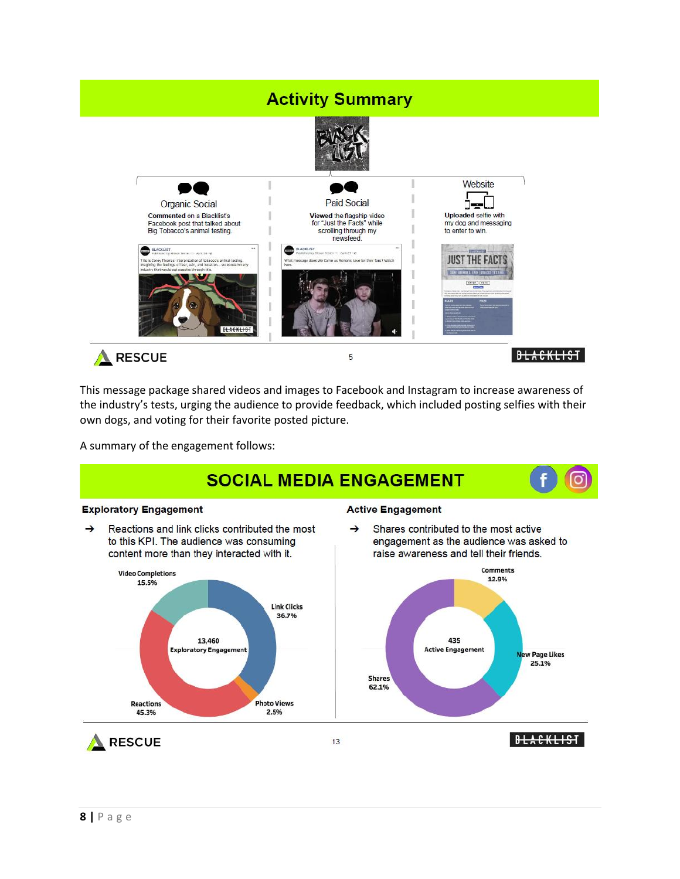## Activity Summary

**Organic Social**
**Commented** on a Blacklist's Facebook post that talked about Big Tobacco's animal testing.

**Paid Social**
**Viewed** the flagship video for "Just the Facts" while scrolling through my newsfeed.

**Website**
**Uploaded** selfie with my dog and messaging to enter to win.

This message package shared videos and images to Facebook and Instagram to increase awareness of the industry's tests, urging the audience to provide feedback, which included posting selfies with their own dogs, and voting for their favorite posted picture.

A summary of the engagement follows:

## SOCIAL MEDIA ENGAGEMENT

**Exploratory Engagement**

→ Reactions and link clicks contributed the most to this KPI. The audience was consuming content more than they interacted with it.

13,460 Exploratory Engagement

| Category | Share |
|---|---|
| Link Clicks | 36.7% |
| Photo Views | 2.5% |
| Reactions | 45.3% |
| Video Completions | 15.5% |

**Active Engagement**

→ Shares contributed to the most active engagement as the audience was asked to raise awareness and tell their friends.

435 Active Engagement

| Category | Share |
|---|---|
| Comments | 12.9% |
| New Page Likes | 25.1% |
| Shares | 62.1% |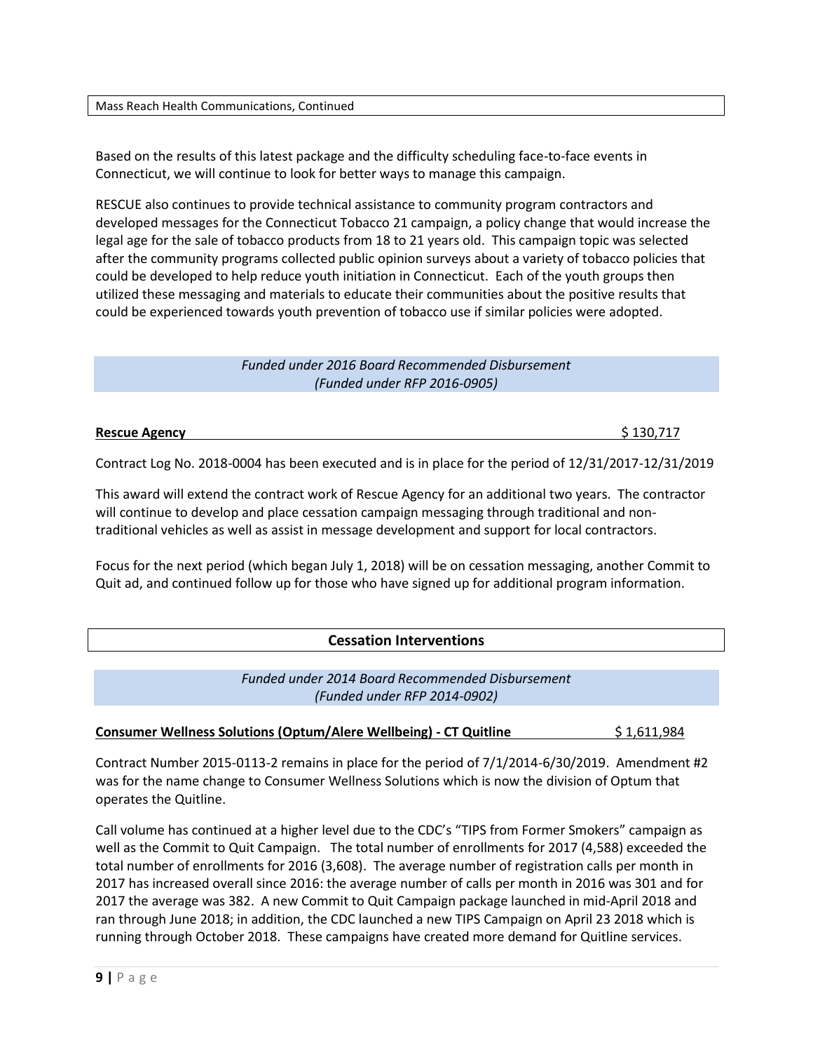Mass Reach Health Communications, Continued

Based on the results of this latest package and the difficulty scheduling face-to-face events in Connecticut, we will continue to look for better ways to manage this campaign.

RESCUE also continues to provide technical assistance to community program contractors and developed messages for the Connecticut Tobacco 21 campaign, a policy change that would increase the legal age for the sale of tobacco products from 18 to 21 years old. This campaign topic was selected after the community programs collected public opinion surveys about a variety of tobacco policies that could be developed to help reduce youth initiation in Connecticut. Each of the youth groups then utilized these messaging and materials to educate their communities about the positive results that could be experienced towards youth prevention of tobacco use if similar policies were adopted.

*Funded under 2016 Board Recommended Disbursement*
*(Funded under RFP 2016-0905)*

**Rescue Agency** $ 130,717

Contract Log No. 2018-0004 has been executed and is in place for the period of 12/31/2017-12/31/2019

This award will extend the contract work of Rescue Agency for an additional two years. The contractor will continue to develop and place cessation campaign messaging through traditional and non-traditional vehicles as well as assist in message development and support for local contractors.

Focus for the next period (which began July 1, 2018) will be on cessation messaging, another Commit to Quit ad, and continued follow up for those who have signed up for additional program information.

## Cessation Interventions

*Funded under 2014 Board Recommended Disbursement*
*(Funded under RFP 2014-0902)*

**Consumer Wellness Solutions (Optum/Alere Wellbeing) - CT Quitline** $ 1,611,984

Contract Number 2015-0113-2 remains in place for the period of 7/1/2014-6/30/2019. Amendment #2 was for the name change to Consumer Wellness Solutions which is now the division of Optum that operates the Quitline.

Call volume has continued at a higher level due to the CDC's "TIPS from Former Smokers" campaign as well as the Commit to Quit Campaign. The total number of enrollments for 2017 (4,588) exceeded the total number of enrollments for 2016 (3,608). The average number of registration calls per month in 2017 has increased overall since 2016: the average number of calls per month in 2016 was 301 and for 2017 the average was 382. A new Commit to Quit Campaign package launched in mid-April 2018 and ran through June 2018; in addition, the CDC launched a new TIPS Campaign on April 23 2018 which is running through October 2018. These campaigns have created more demand for Quitline services.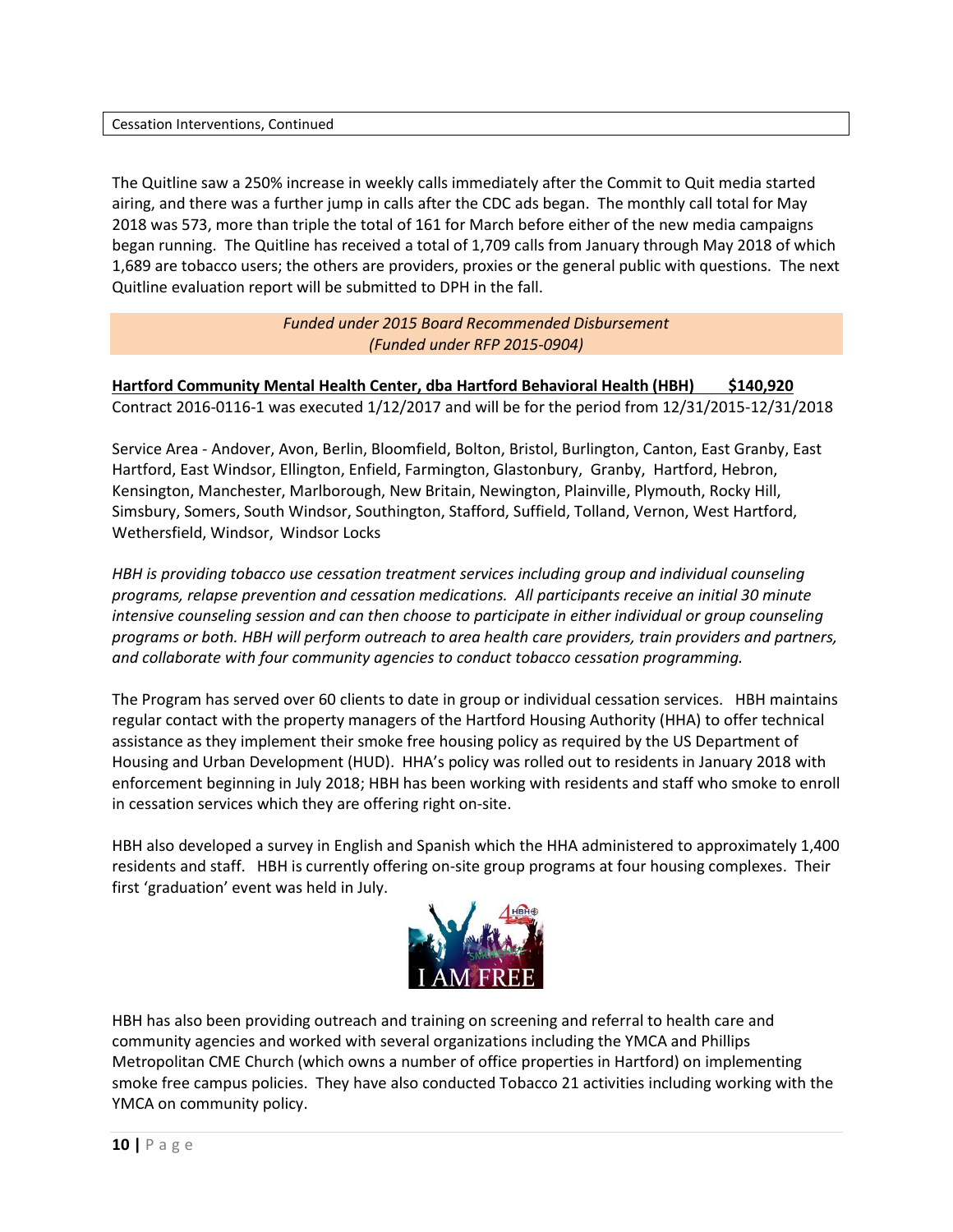Cessation Interventions, Continued

The Quitline saw a 250% increase in weekly calls immediately after the Commit to Quit media started airing, and there was a further jump in calls after the CDC ads began. The monthly call total for May 2018 was 573, more than triple the total of 161 for March before either of the new media campaigns began running. The Quitline has received a total of 1,709 calls from January through May 2018 of which 1,689 are tobacco users; the others are providers, proxies or the general public with questions. The next Quitline evaluation report will be submitted to DPH in the fall.

*Funded under 2015 Board Recommended Disbursement*
*(Funded under RFP 2015-0904)*

**Hartford Community Mental Health Center, dba Hartford Behavioral Health (HBH) $140,920**
Contract 2016-0116-1 was executed 1/12/2017 and will be for the period from 12/31/2015-12/31/2018

Service Area - Andover, Avon, Berlin, Bloomfield, Bolton, Bristol, Burlington, Canton, East Granby, East Hartford, East Windsor, Ellington, Enfield, Farmington, Glastonbury, Granby, Hartford, Hebron, Kensington, Manchester, Marlborough, New Britain, Newington, Plainville, Plymouth, Rocky Hill, Simsbury, Somers, South Windsor, Southington, Stafford, Suffield, Tolland, Vernon, West Hartford, Wethersfield, Windsor, Windsor Locks

*HBH is providing tobacco use cessation treatment services including group and individual counseling programs, relapse prevention and cessation medications. All participants receive an initial 30 minute intensive counseling session and can then choose to participate in either individual or group counseling programs or both. HBH will perform outreach to area health care providers, train providers and partners, and collaborate with four community agencies to conduct tobacco cessation programming.*

The Program has served over 60 clients to date in group or individual cessation services. HBH maintains regular contact with the property managers of the Hartford Housing Authority (HHA) to offer technical assistance as they implement their smoke free housing policy as required by the US Department of Housing and Urban Development (HUD). HHA's policy was rolled out to residents in January 2018 with enforcement beginning in July 2018; HBH has been working with residents and staff who smoke to enroll in cessation services which they are offering right on-site.

HBH also developed a survey in English and Spanish which the HHA administered to approximately 1,400 residents and staff. HBH is currently offering on-site group programs at four housing complexes. Their first 'graduation' event was held in July.

HBH has also been providing outreach and training on screening and referral to health care and community agencies and worked with several organizations including the YMCA and Phillips Metropolitan CME Church (which owns a number of office properties in Hartford) on implementing smoke free campus policies. They have also conducted Tobacco 21 activities including working with the YMCA on community policy.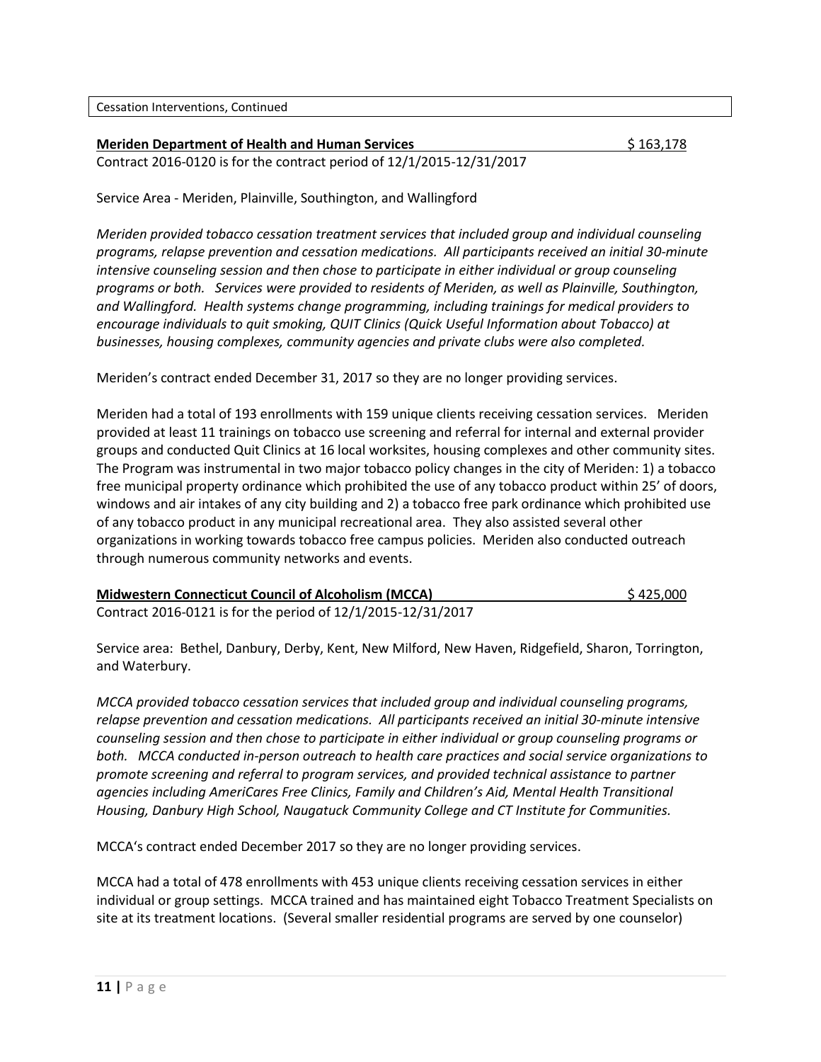Cessation Interventions, Continued

**Meriden Department of Health and Human Services** $ 163,178

Contract 2016-0120 is for the contract period of 12/1/2015-12/31/2017

Service Area - Meriden, Plainville, Southington, and Wallingford

*Meriden provided tobacco cessation treatment services that included group and individual counseling programs, relapse prevention and cessation medications. All participants received an initial 30-minute intensive counseling session and then chose to participate in either individual or group counseling programs or both. Services were provided to residents of Meriden, as well as Plainville, Southington, and Wallingford. Health systems change programming, including trainings for medical providers to encourage individuals to quit smoking, QUIT Clinics (Quick Useful Information about Tobacco) at businesses, housing complexes, community agencies and private clubs were also completed.*

Meriden's contract ended December 31, 2017 so they are no longer providing services.

Meriden had a total of 193 enrollments with 159 unique clients receiving cessation services. Meriden provided at least 11 trainings on tobacco use screening and referral for internal and external provider groups and conducted Quit Clinics at 16 local worksites, housing complexes and other community sites. The Program was instrumental in two major tobacco policy changes in the city of Meriden: 1) a tobacco free municipal property ordinance which prohibited the use of any tobacco product within 25' of doors, windows and air intakes of any city building and 2) a tobacco free park ordinance which prohibited use of any tobacco product in any municipal recreational area. They also assisted several other organizations in working towards tobacco free campus policies. Meriden also conducted outreach through numerous community networks and events.

**Midwestern Connecticut Council of Alcoholism (MCCA)** $ 425,000

Contract 2016-0121 is for the period of 12/1/2015-12/31/2017

Service area: Bethel, Danbury, Derby, Kent, New Milford, New Haven, Ridgefield, Sharon, Torrington, and Waterbury.

*MCCA provided tobacco cessation services that included group and individual counseling programs, relapse prevention and cessation medications. All participants received an initial 30-minute intensive counseling session and then chose to participate in either individual or group counseling programs or both. MCCA conducted in-person outreach to health care practices and social service organizations to promote screening and referral to program services, and provided technical assistance to partner agencies including AmeriCares Free Clinics, Family and Children's Aid, Mental Health Transitional Housing, Danbury High School, Naugatuck Community College and CT Institute for Communities.*

MCCA's contract ended December 2017 so they are no longer providing services.

MCCA had a total of 478 enrollments with 453 unique clients receiving cessation services in either individual or group settings. MCCA trained and has maintained eight Tobacco Treatment Specialists on site at its treatment locations. (Several smaller residential programs are served by one counselor)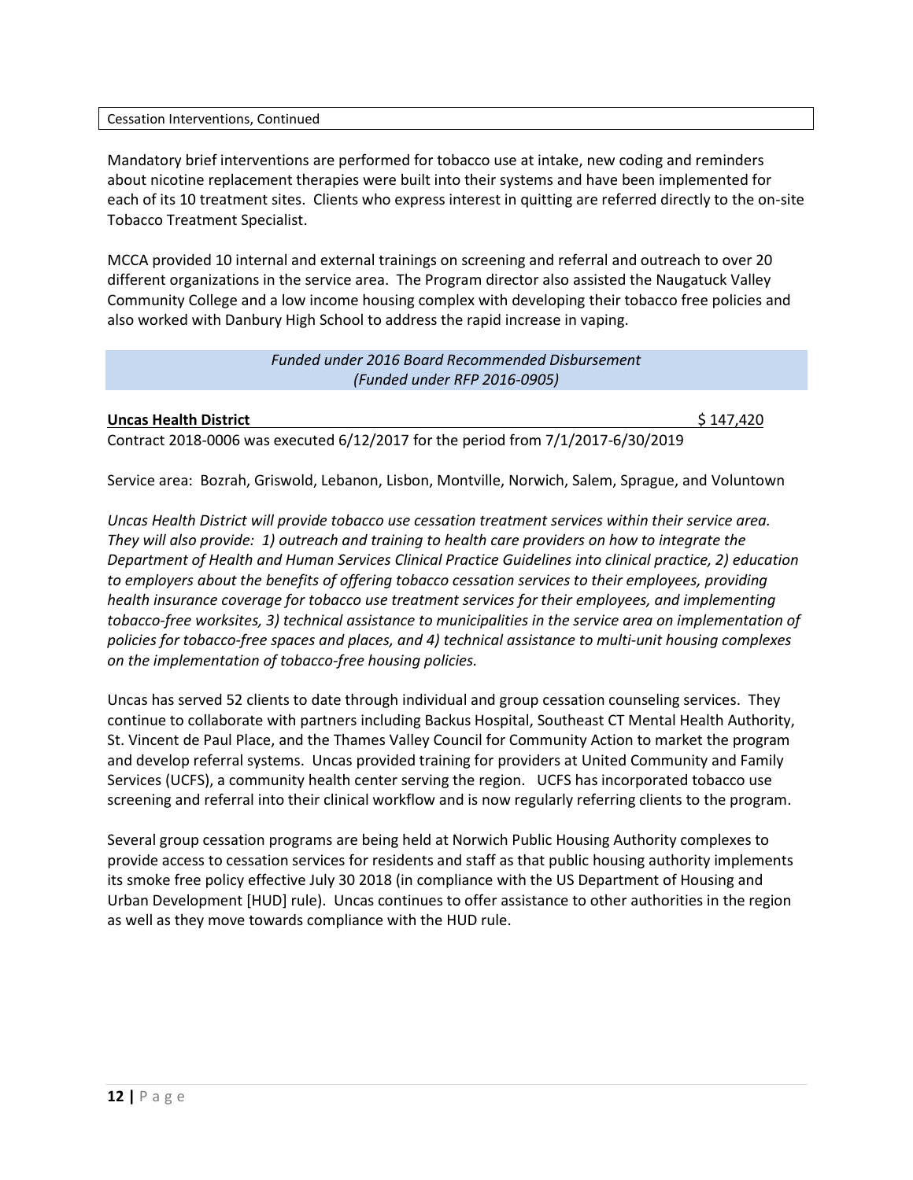Cessation Interventions, Continued

Mandatory brief interventions are performed for tobacco use at intake, new coding and reminders about nicotine replacement therapies were built into their systems and have been implemented for each of its 10 treatment sites. Clients who express interest in quitting are referred directly to the on-site Tobacco Treatment Specialist.

MCCA provided 10 internal and external trainings on screening and referral and outreach to over 20 different organizations in the service area. The Program director also assisted the Naugatuck Valley Community College and a low income housing complex with developing their tobacco free policies and also worked with Danbury High School to address the rapid increase in vaping.

*Funded under 2016 Board Recommended Disbursement*
*(Funded under RFP 2016-0905)*

**Uncas Health District** $ 147,420

Contract 2018-0006 was executed 6/12/2017 for the period from 7/1/2017-6/30/2019

Service area: Bozrah, Griswold, Lebanon, Lisbon, Montville, Norwich, Salem, Sprague, and Voluntown

*Uncas Health District will provide tobacco use cessation treatment services within their service area. They will also provide: 1) outreach and training to health care providers on how to integrate the Department of Health and Human Services Clinical Practice Guidelines into clinical practice, 2) education to employers about the benefits of offering tobacco cessation services to their employees, providing health insurance coverage for tobacco use treatment services for their employees, and implementing tobacco-free worksites, 3) technical assistance to municipalities in the service area on implementation of policies for tobacco-free spaces and places, and 4) technical assistance to multi-unit housing complexes on the implementation of tobacco-free housing policies.*

Uncas has served 52 clients to date through individual and group cessation counseling services. They continue to collaborate with partners including Backus Hospital, Southeast CT Mental Health Authority, St. Vincent de Paul Place, and the Thames Valley Council for Community Action to market the program and develop referral systems. Uncas provided training for providers at United Community and Family Services (UCFS), a community health center serving the region. UCFS has incorporated tobacco use screening and referral into their clinical workflow and is now regularly referring clients to the program.

Several group cessation programs are being held at Norwich Public Housing Authority complexes to provide access to cessation services for residents and staff as that public housing authority implements its smoke free policy effective July 30 2018 (in compliance with the US Department of Housing and Urban Development [HUD] rule). Uncas continues to offer assistance to other authorities in the region as well as they move towards compliance with the HUD rule.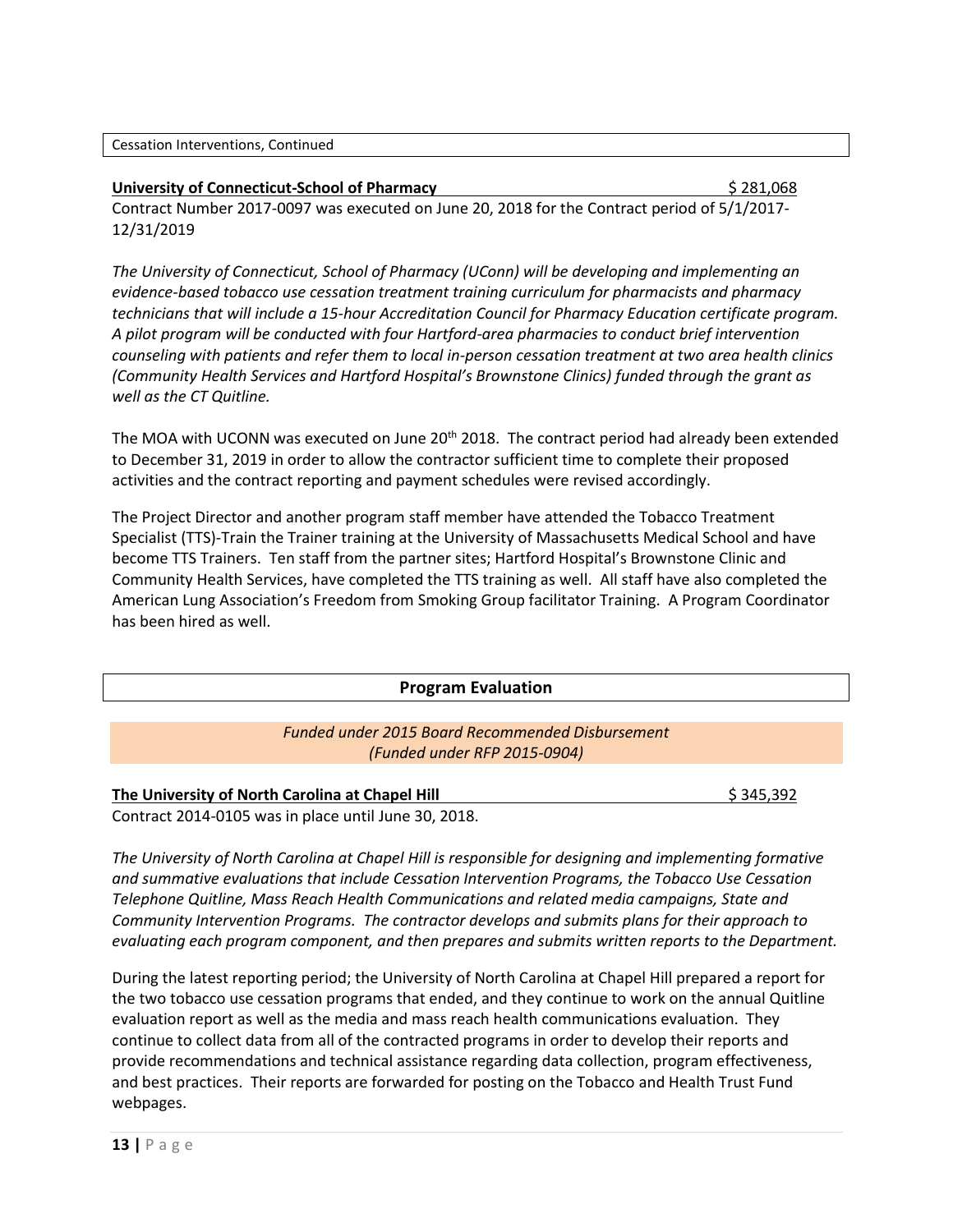Cessation Interventions, Continued

**University of Connecticut-School of Pharmacy** $ 281,068

Contract Number 2017-0097 was executed on June 20, 2018 for the Contract period of 5/1/2017-12/31/2019

*The University of Connecticut, School of Pharmacy (UConn) will be developing and implementing an evidence-based tobacco use cessation treatment training curriculum for pharmacists and pharmacy technicians that will include a 15-hour Accreditation Council for Pharmacy Education certificate program. A pilot program will be conducted with four Hartford-area pharmacies to conduct brief intervention counseling with patients and refer them to local in-person cessation treatment at two area health clinics (Community Health Services and Hartford Hospital's Brownstone Clinics) funded through the grant as well as the CT Quitline.*

The MOA with UCONN was executed on June 20th 2018. The contract period had already been extended to December 31, 2019 in order to allow the contractor sufficient time to complete their proposed activities and the contract reporting and payment schedules were revised accordingly.

The Project Director and another program staff member have attended the Tobacco Treatment Specialist (TTS)-Train the Trainer training at the University of Massachusetts Medical School and have become TTS Trainers. Ten staff from the partner sites; Hartford Hospital's Brownstone Clinic and Community Health Services, have completed the TTS training as well. All staff have also completed the American Lung Association's Freedom from Smoking Group facilitator Training. A Program Coordinator has been hired as well.

## Program Evaluation

*Funded under 2015 Board Recommended Disbursement*
*(Funded under RFP 2015-0904)*

**The University of North Carolina at Chapel Hill** $ 345,392

Contract 2014-0105 was in place until June 30, 2018.

*The University of North Carolina at Chapel Hill is responsible for designing and implementing formative and summative evaluations that include Cessation Intervention Programs, the Tobacco Use Cessation Telephone Quitline, Mass Reach Health Communications and related media campaigns, State and Community Intervention Programs. The contractor develops and submits plans for their approach to evaluating each program component, and then prepares and submits written reports to the Department.*

During the latest reporting period; the University of North Carolina at Chapel Hill prepared a report for the two tobacco use cessation programs that ended, and they continue to work on the annual Quitline evaluation report as well as the media and mass reach health communications evaluation. They continue to collect data from all of the contracted programs in order to develop their reports and provide recommendations and technical assistance regarding data collection, program effectiveness, and best practices. Their reports are forwarded for posting on the Tobacco and Health Trust Fund webpages.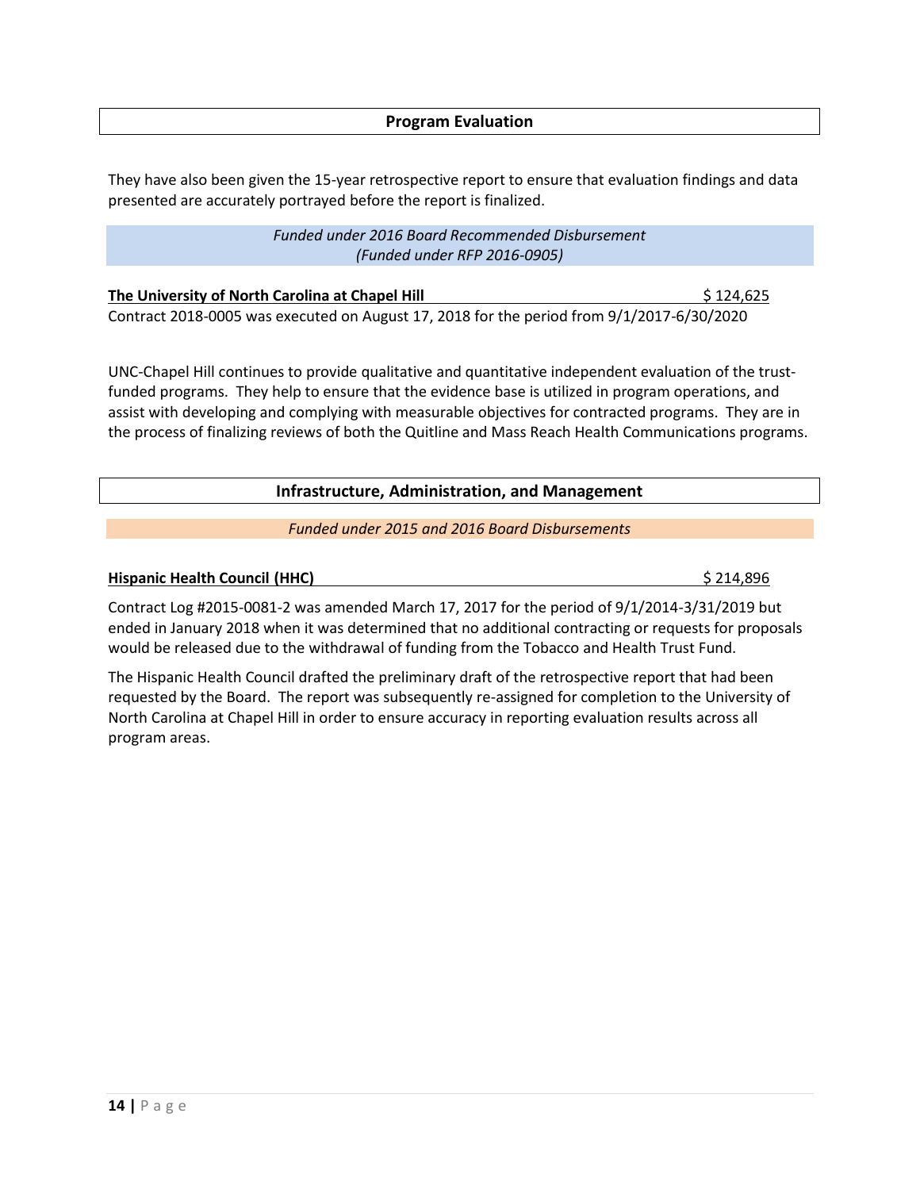## Program Evaluation

They have also been given the 15-year retrospective report to ensure that evaluation findings and data presented are accurately portrayed before the report is finalized.

*Funded under 2016 Board Recommended Disbursement*
*(Funded under RFP 2016-0905)*

**The University of North Carolina at Chapel Hill** $ 124,625

Contract 2018-0005 was executed on August 17, 2018 for the period from 9/1/2017-6/30/2020

UNC-Chapel Hill continues to provide qualitative and quantitative independent evaluation of the trust-funded programs. They help to ensure that the evidence base is utilized in program operations, and assist with developing and complying with measurable objectives for contracted programs. They are in the process of finalizing reviews of both the Quitline and Mass Reach Health Communications programs.

## Infrastructure, Administration, and Management

*Funded under 2015 and 2016 Board Disbursements*

**Hispanic Health Council (HHC)** $ 214,896

Contract Log #2015-0081-2 was amended March 17, 2017 for the period of 9/1/2014-3/31/2019 but ended in January 2018 when it was determined that no additional contracting or requests for proposals would be released due to the withdrawal of funding from the Tobacco and Health Trust Fund.

The Hispanic Health Council drafted the preliminary draft of the retrospective report that had been requested by the Board. The report was subsequently re-assigned for completion to the University of North Carolina at Chapel Hill in order to ensure accuracy in reporting evaluation results across all program areas.